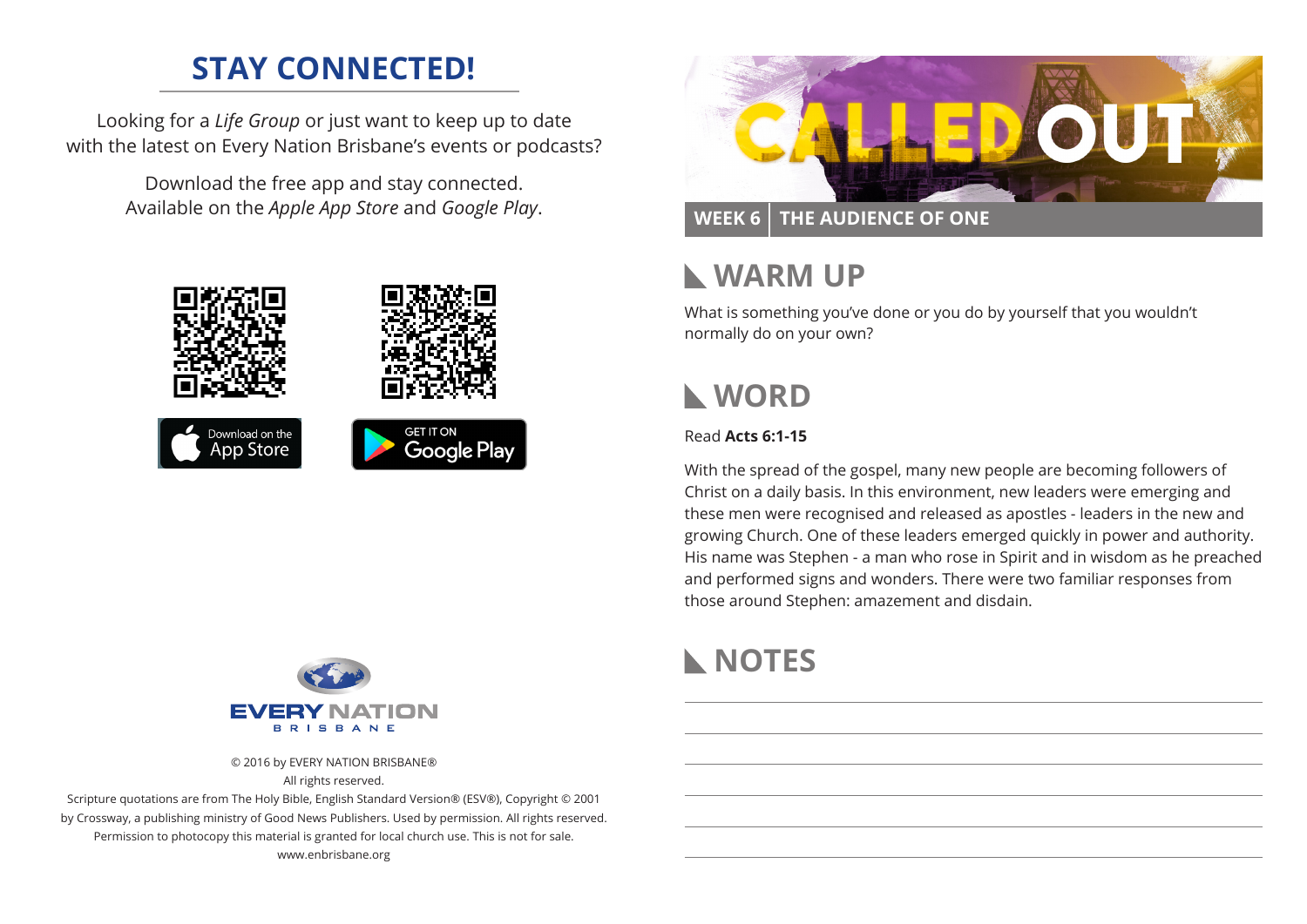## STAY CONNECTED!

Looking for a *Life Group* or just want to keep up to date with the latest on Every Nation Brisbane's events or podcasts?

Download the free app and stay connected. Available on the *Apple App Store* and *Google Play*.

Download on the App Store

GET IT ON Google Play

EVERY NATION BRISBANE

© 2016 by EVERY NATION BRISBANE®
All rights reserved.
Scripture quotations are from The Holy Bible, English Standard Version® (ESV®), Copyright © 2001 by Crossway, a publishing ministry of Good News Publishers. Used by permission. All rights reserved.
Permission to photocopy this material is granted for local church use. This is not for sale.
www.enbrisbane.org

# CALLED OUT

**WEEK 6 | THE AUDIENCE OF ONE**

## WARM UP

What is something you've done or you do by yourself that you wouldn't normally do on your own?

## WORD

Read **Acts 6:1-15**

With the spread of the gospel, many new people are becoming followers of Christ on a daily basis. In this environment, new leaders were emerging and these men were recognised and released as apostles - leaders in the new and growing Church. One of these leaders emerged quickly in power and authority. His name was Stephen - a man who rose in Spirit and in wisdom as he preached and performed signs and wonders. There were two familiar responses from those around Stephen: amazement and disdain.

## NOTES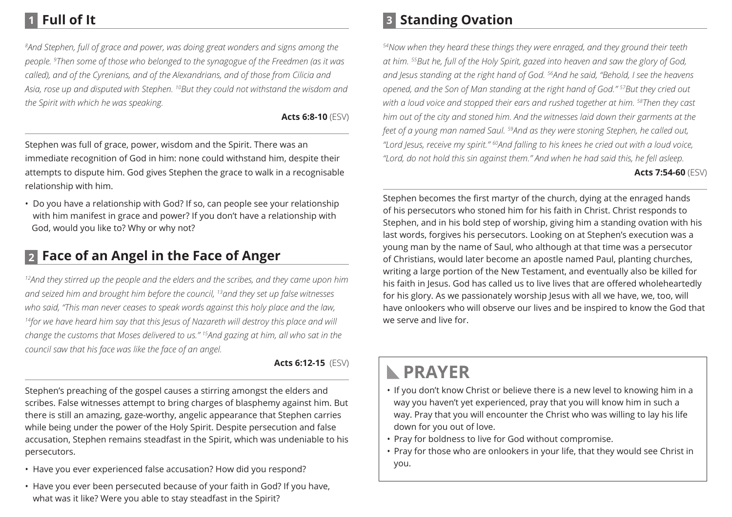## 1 Full of It

*[8]And Stephen, full of grace and power, was doing great wonders and signs among the people. [9]Then some of those who belonged to the synagogue of the Freedmen (as it was called), and of the Cyrenians, and of the Alexandrians, and of those from Cilicia and Asia, rose up and disputed with Stephen. [10]But they could not withstand the wisdom and the Spirit with which he was speaking.*

**Acts 6:8-10** (ESV)

Stephen was full of grace, power, wisdom and the Spirit. There was an immediate recognition of God in him: none could withstand him, despite their attempts to dispute him. God gives Stephen the grace to walk in a recognisable relationship with him.

- Do you have a relationship with God? If so, can people see your relationship with him manifest in grace and power? If you don't have a relationship with God, would you like to? Why or why not?

## 2 Face of an Angel in the Face of Anger

*[12]And they stirred up the people and the elders and the scribes, and they came upon him and seized him and brought him before the council, [13]and they set up false witnesses who said, "This man never ceases to speak words against this holy place and the law, [14]for we have heard him say that this Jesus of Nazareth will destroy this place and will change the customs that Moses delivered to us." [15]And gazing at him, all who sat in the council saw that his face was like the face of an angel.*

**Acts 6:12-15** (ESV)

Stephen's preaching of the gospel causes a stirring amongst the elders and scribes. False witnesses attempt to bring charges of blasphemy against him. But there is still an amazing, gaze-worthy, angelic appearance that Stephen carries while being under the power of the Holy Spirit. Despite persecution and false accusation, Stephen remains steadfast in the Spirit, which was undeniable to his persecutors.

- Have you ever experienced false accusation? How did you respond?
- Have you ever been persecuted because of your faith in God? If you have, what was it like? Were you able to stay steadfast in the Spirit?

## 3 Standing Ovation

*[54]Now when they heard these things they were enraged, and they ground their teeth at him. [55]But he, full of the Holy Spirit, gazed into heaven and saw the glory of God, and Jesus standing at the right hand of God. [56]And he said, "Behold, I see the heavens opened, and the Son of Man standing at the right hand of God." [57]But they cried out with a loud voice and stopped their ears and rushed together at him. [58]Then they cast him out of the city and stoned him. And the witnesses laid down their garments at the feet of a young man named Saul. [59]And as they were stoning Stephen, he called out, "Lord Jesus, receive my spirit." [60]And falling to his knees he cried out with a loud voice, "Lord, do not hold this sin against them." And when he had said this, he fell asleep.*

**Acts 7:54-60** (ESV)

Stephen becomes the first martyr of the church, dying at the enraged hands of his persecutors who stoned him for his faith in Christ. Christ responds to Stephen, and in his bold step of worship, giving him a standing ovation with his last words, forgives his persecutors. Looking on at Stephen's execution was a young man by the name of Saul, who although at that time was a persecutor of Christians, would later become an apostle named Paul, planting churches, writing a large portion of the New Testament, and eventually also be killed for his faith in Jesus. God has called us to live lives that are offered wholeheartedly for his glory. As we passionately worship Jesus with all we have, we, too, will have onlookers who will observe our lives and be inspired to know the God that we serve and live for.

## PRAYER

- If you don't know Christ or believe there is a new level to knowing him in a way you haven't yet experienced, pray that you will know him in such a way. Pray that you will encounter the Christ who was willing to lay his life down for you out of love.
- Pray for boldness to live for God without compromise.
- Pray for those who are onlookers in your life, that they would see Christ in you.